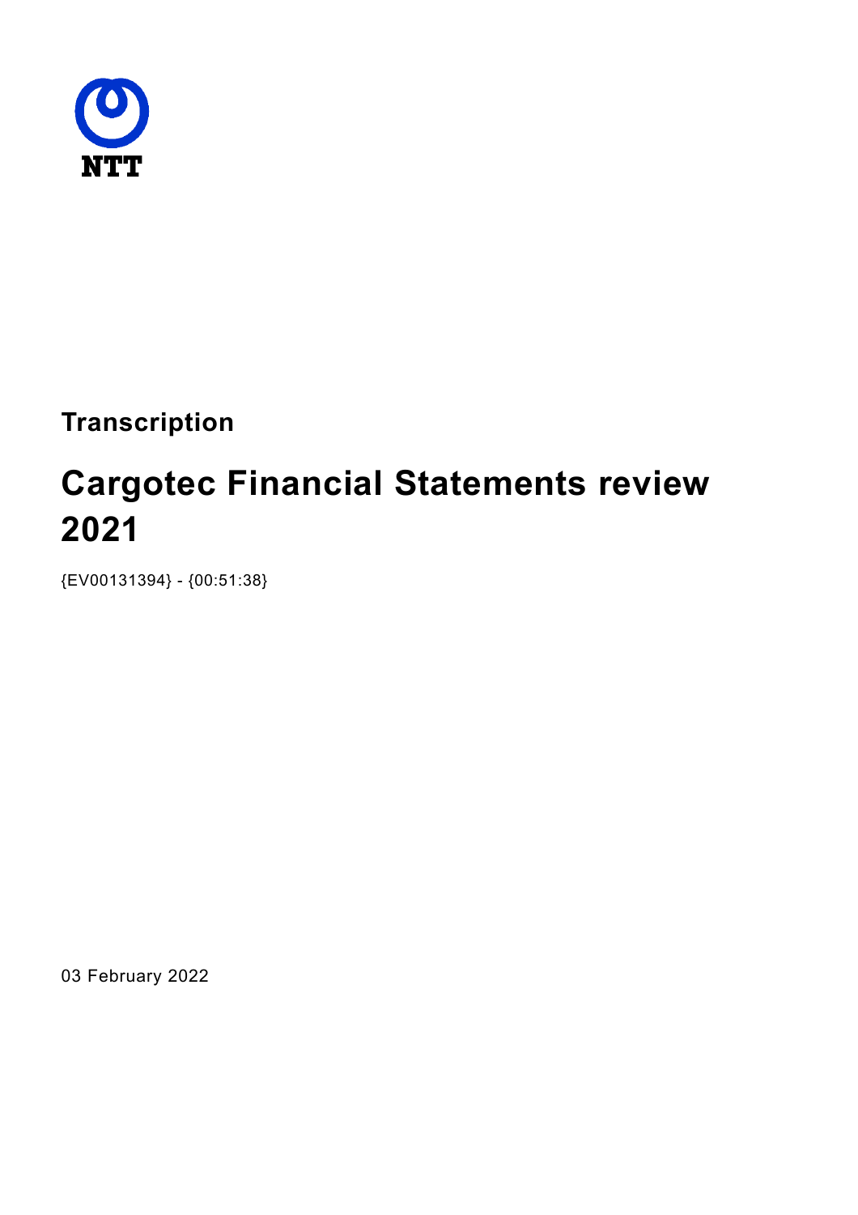NTT

**Transcription**

# Cargotec Financial Statements review 2021

{EV00131394} - {00:51:38}

03 February 2022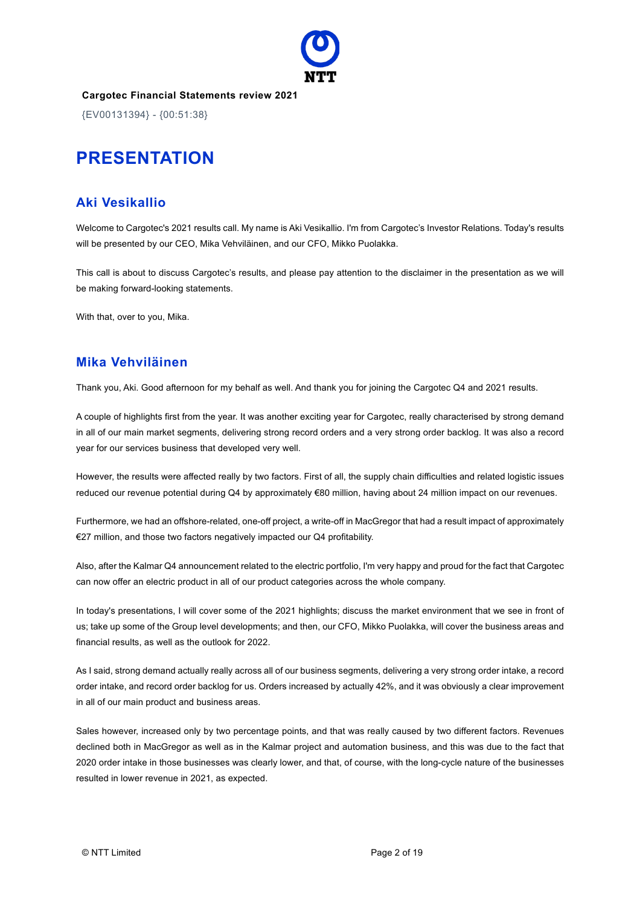**Cargotec Financial Statements review 2021**

{EV00131394} - {00:51:38}

# PRESENTATION

## Aki Vesikallio

Welcome to Cargotec's 2021 results call. My name is Aki Vesikallio. I'm from Cargotec's Investor Relations. Today's results will be presented by our CEO, Mika Vehviläinen, and our CFO, Mikko Puolakka.

This call is about to discuss Cargotec's results, and please pay attention to the disclaimer in the presentation as we will be making forward-looking statements.

With that, over to you, Mika.

## Mika Vehviläinen

Thank you, Aki. Good afternoon for my behalf as well. And thank you for joining the Cargotec Q4 and 2021 results.

A couple of highlights first from the year. It was another exciting year for Cargotec, really characterised by strong demand in all of our main market segments, delivering strong record orders and a very strong order backlog. It was also a record year for our services business that developed very well.

However, the results were affected really by two factors. First of all, the supply chain difficulties and related logistic issues reduced our revenue potential during Q4 by approximately €80 million, having about 24 million impact on our revenues.

Furthermore, we had an offshore-related, one-off project, a write-off in MacGregor that had a result impact of approximately €27 million, and those two factors negatively impacted our Q4 profitability.

Also, after the Kalmar Q4 announcement related to the electric portfolio, I'm very happy and proud for the fact that Cargotec can now offer an electric product in all of our product categories across the whole company.

In today's presentations, I will cover some of the 2021 highlights; discuss the market environment that we see in front of us; take up some of the Group level developments; and then, our CFO, Mikko Puolakka, will cover the business areas and financial results, as well as the outlook for 2022.

As I said, strong demand actually really across all of our business segments, delivering a very strong order intake, a record order intake, and record order backlog for us. Orders increased by actually 42%, and it was obviously a clear improvement in all of our main product and business areas.

Sales however, increased only by two percentage points, and that was really caused by two different factors. Revenues declined both in MacGregor as well as in the Kalmar project and automation business, and this was due to the fact that 2020 order intake in those businesses was clearly lower, and that, of course, with the long-cycle nature of the businesses resulted in lower revenue in 2021, as expected.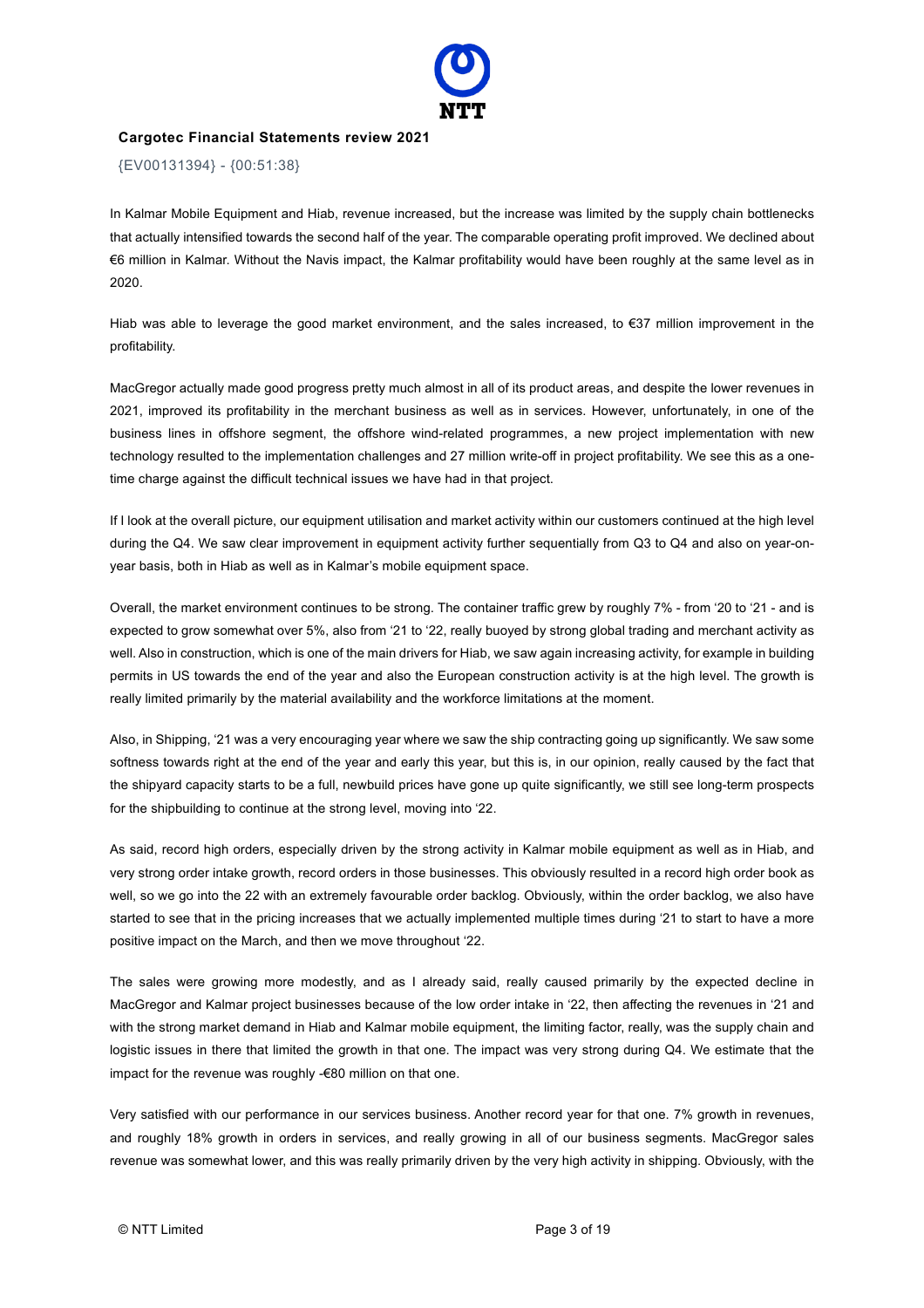**Cargotec Financial Statements review 2021**

{EV00131394} - {00:51:38}

In Kalmar Mobile Equipment and Hiab, revenue increased, but the increase was limited by the supply chain bottlenecks that actually intensified towards the second half of the year. The comparable operating profit improved. We declined about €6 million in Kalmar. Without the Navis impact, the Kalmar profitability would have been roughly at the same level as in 2020.

Hiab was able to leverage the good market environment, and the sales increased, to €37 million improvement in the profitability.

MacGregor actually made good progress pretty much almost in all of its product areas, and despite the lower revenues in 2021, improved its profitability in the merchant business as well as in services. However, unfortunately, in one of the business lines in offshore segment, the offshore wind-related programmes, a new project implementation with new technology resulted to the implementation challenges and 27 million write-off in project profitability. We see this as a one-time charge against the difficult technical issues we have had in that project.

If I look at the overall picture, our equipment utilisation and market activity within our customers continued at the high level during the Q4. We saw clear improvement in equipment activity further sequentially from Q3 to Q4 and also on year-on-year basis, both in Hiab as well as in Kalmar's mobile equipment space.

Overall, the market environment continues to be strong. The container traffic grew by roughly 7% - from '20 to '21 - and is expected to grow somewhat over 5%, also from '21 to '22, really buoyed by strong global trading and merchant activity as well. Also in construction, which is one of the main drivers for Hiab, we saw again increasing activity, for example in building permits in US towards the end of the year and also the European construction activity is at the high level. The growth is really limited primarily by the material availability and the workforce limitations at the moment.

Also, in Shipping, '21 was a very encouraging year where we saw the ship contracting going up significantly. We saw some softness towards right at the end of the year and early this year, but this is, in our opinion, really caused by the fact that the shipyard capacity starts to be a full, newbuild prices have gone up quite significantly, we still see long-term prospects for the shipbuilding to continue at the strong level, moving into '22.

As said, record high orders, especially driven by the strong activity in Kalmar mobile equipment as well as in Hiab, and very strong order intake growth, record orders in those businesses. This obviously resulted in a record high order book as well, so we go into the 22 with an extremely favourable order backlog. Obviously, within the order backlog, we also have started to see that in the pricing increases that we actually implemented multiple times during '21 to start to have a more positive impact on the March, and then we move throughout '22.

The sales were growing more modestly, and as I already said, really caused primarily by the expected decline in MacGregor and Kalmar project businesses because of the low order intake in '22, then affecting the revenues in '21 and with the strong market demand in Hiab and Kalmar mobile equipment, the limiting factor, really, was the supply chain and logistic issues in there that limited the growth in that one. The impact was very strong during Q4. We estimate that the impact for the revenue was roughly -€80 million on that one.

Very satisfied with our performance in our services business. Another record year for that one. 7% growth in revenues, and roughly 18% growth in orders in services, and really growing in all of our business segments. MacGregor sales revenue was somewhat lower, and this was really primarily driven by the very high activity in shipping. Obviously, with the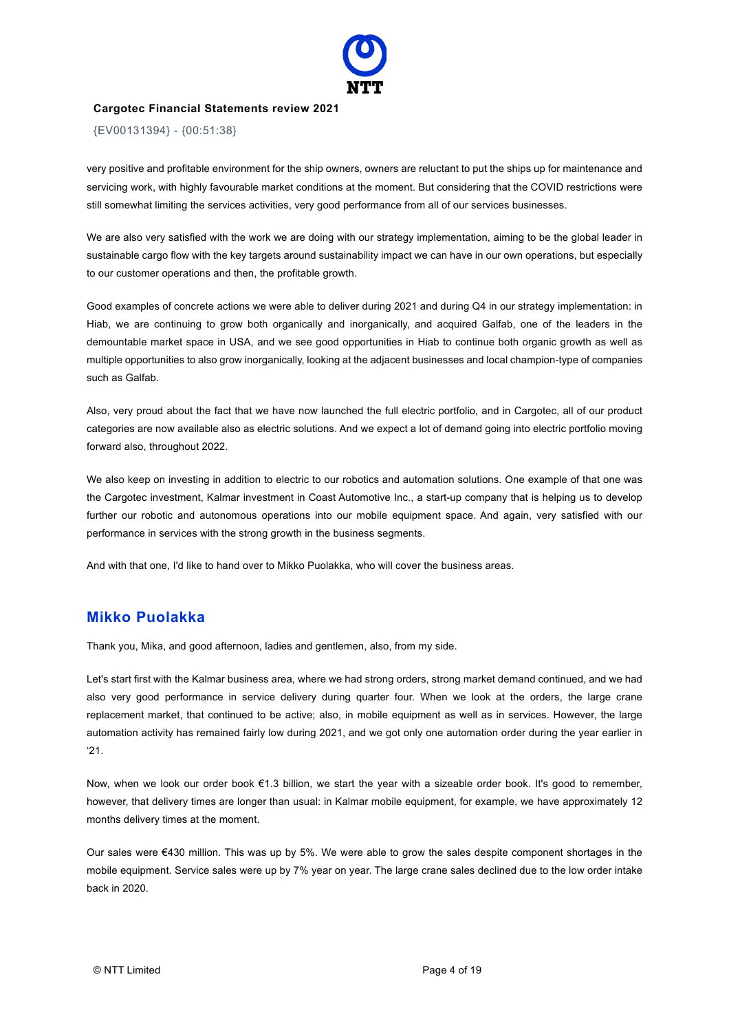very positive and profitable environment for the ship owners, owners are reluctant to put the ships up for maintenance and servicing work, with highly favourable market conditions at the moment. But considering that the COVID restrictions were still somewhat limiting the services activities, very good performance from all of our services businesses.

We are also very satisfied with the work we are doing with our strategy implementation, aiming to be the global leader in sustainable cargo flow with the key targets around sustainability impact we can have in our own operations, but especially to our customer operations and then, the profitable growth.

Good examples of concrete actions we were able to deliver during 2021 and during Q4 in our strategy implementation: in Hiab, we are continuing to grow both organically and inorganically, and acquired Galfab, one of the leaders in the demountable market space in USA, and we see good opportunities in Hiab to continue both organic growth as well as multiple opportunities to also grow inorganically, looking at the adjacent businesses and local champion-type of companies such as Galfab.

Also, very proud about the fact that we have now launched the full electric portfolio, and in Cargotec, all of our product categories are now available also as electric solutions. And we expect a lot of demand going into electric portfolio moving forward also, throughout 2022.

We also keep on investing in addition to electric to our robotics and automation solutions. One example of that one was the Cargotec investment, Kalmar investment in Coast Automotive Inc., a start-up company that is helping us to develop further our robotic and autonomous operations into our mobile equipment space. And again, very satisfied with our performance in services with the strong growth in the business segments.

And with that one, I'd like to hand over to Mikko Puolakka, who will cover the business areas.

## Mikko Puolakka

Thank you, Mika, and good afternoon, ladies and gentlemen, also, from my side.

Let's start first with the Kalmar business area, where we had strong orders, strong market demand continued, and we had also very good performance in service delivery during quarter four. When we look at the orders, the large crane replacement market, that continued to be active; also, in mobile equipment as well as in services. However, the large automation activity has remained fairly low during 2021, and we got only one automation order during the year earlier in '21.

Now, when we look our order book €1.3 billion, we start the year with a sizeable order book. It's good to remember, however, that delivery times are longer than usual: in Kalmar mobile equipment, for example, we have approximately 12 months delivery times at the moment.

Our sales were €430 million. This was up by 5%. We were able to grow the sales despite component shortages in the mobile equipment. Service sales were up by 7% year on year. The large crane sales declined due to the low order intake back in 2020.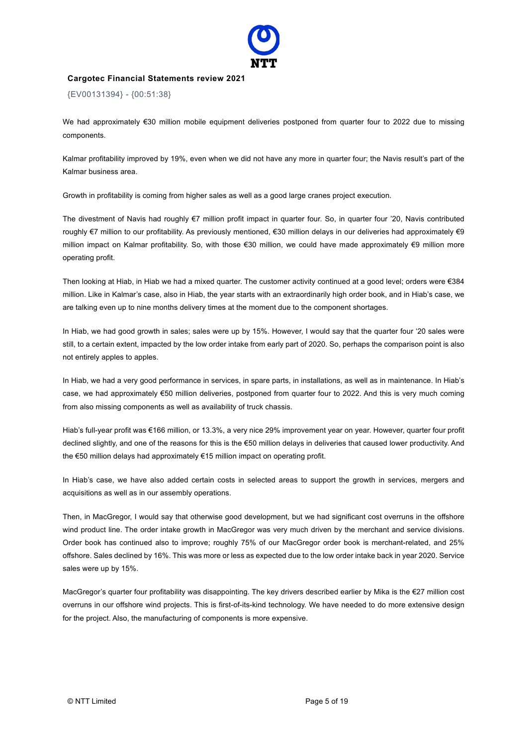**Cargotec Financial Statements review 2021**

{EV00131394} - {00:51:38}

We had approximately €30 million mobile equipment deliveries postponed from quarter four to 2022 due to missing components.

Kalmar profitability improved by 19%, even when we did not have any more in quarter four; the Navis result's part of the Kalmar business area.

Growth in profitability is coming from higher sales as well as a good large cranes project execution.

The divestment of Navis had roughly €7 million profit impact in quarter four. So, in quarter four '20, Navis contributed roughly €7 million to our profitability. As previously mentioned, €30 million delays in our deliveries had approximately €9 million impact on Kalmar profitability. So, with those €30 million, we could have made approximately €9 million more operating profit.

Then looking at Hiab, in Hiab we had a mixed quarter. The customer activity continued at a good level; orders were €384 million. Like in Kalmar's case, also in Hiab, the year starts with an extraordinarily high order book, and in Hiab's case, we are talking even up to nine months delivery times at the moment due to the component shortages.

In Hiab, we had good growth in sales; sales were up by 15%. However, I would say that the quarter four '20 sales were still, to a certain extent, impacted by the low order intake from early part of 2020. So, perhaps the comparison point is also not entirely apples to apples.

In Hiab, we had a very good performance in services, in spare parts, in installations, as well as in maintenance. In Hiab's case, we had approximately €50 million deliveries, postponed from quarter four to 2022. And this is very much coming from also missing components as well as availability of truck chassis.

Hiab's full-year profit was €166 million, or 13.3%, a very nice 29% improvement year on year. However, quarter four profit declined slightly, and one of the reasons for this is the €50 million delays in deliveries that caused lower productivity. And the €50 million delays had approximately €15 million impact on operating profit.

In Hiab's case, we have also added certain costs in selected areas to support the growth in services, mergers and acquisitions as well as in our assembly operations.

Then, in MacGregor, I would say that otherwise good development, but we had significant cost overruns in the offshore wind product line. The order intake growth in MacGregor was very much driven by the merchant and service divisions. Order book has continued also to improve; roughly 75% of our MacGregor order book is merchant-related, and 25% offshore. Sales declined by 16%. This was more or less as expected due to the low order intake back in year 2020. Service sales were up by 15%.

MacGregor's quarter four profitability was disappointing. The key drivers described earlier by Mika is the €27 million cost overruns in our offshore wind projects. This is first-of-its-kind technology. We have needed to do more extensive design for the project. Also, the manufacturing of components is more expensive.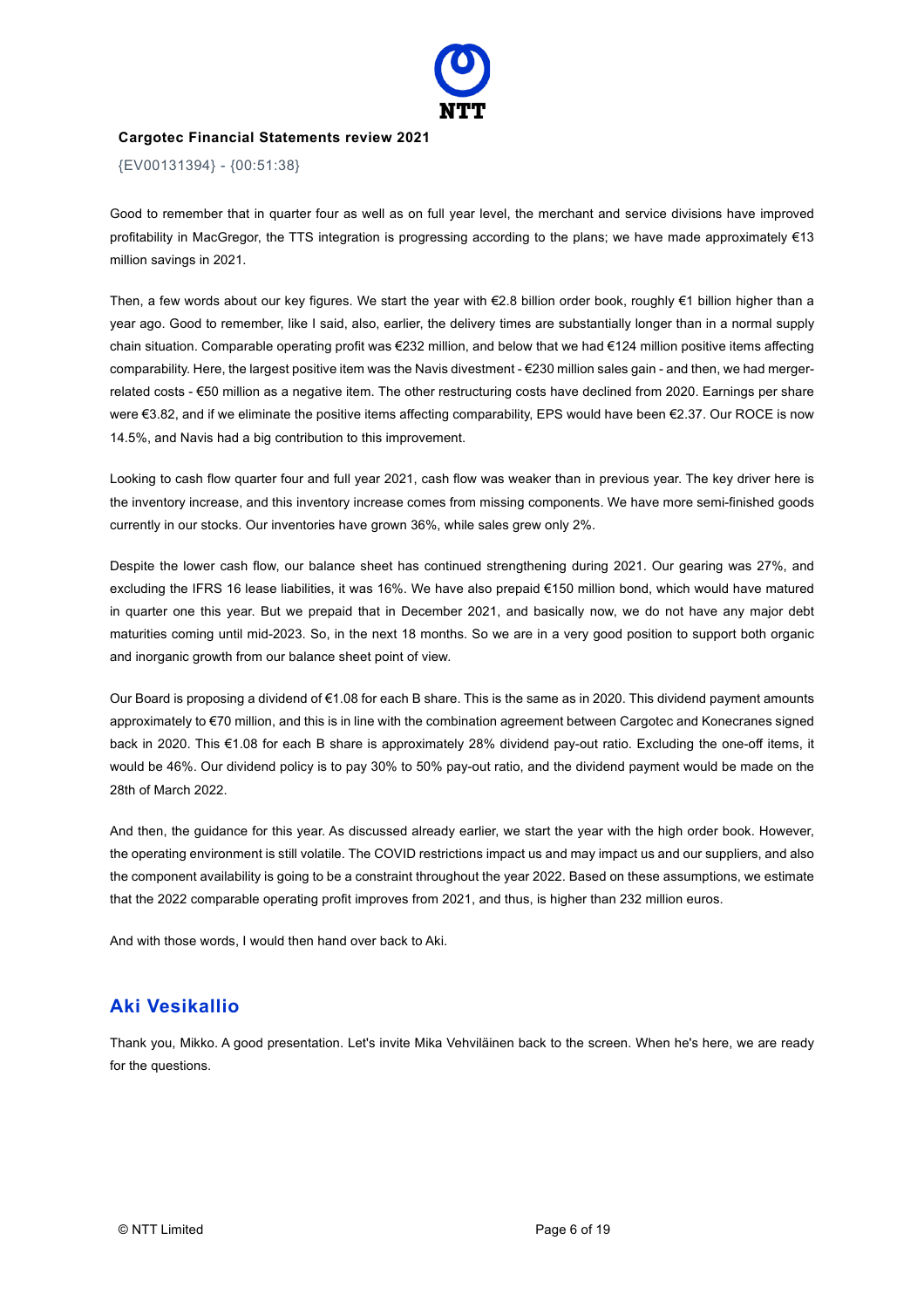Good to remember that in quarter four as well as on full year level, the merchant and service divisions have improved profitability in MacGregor, the TTS integration is progressing according to the plans; we have made approximately €13 million savings in 2021.

Then, a few words about our key figures. We start the year with €2.8 billion order book, roughly €1 billion higher than a year ago. Good to remember, like I said, also, earlier, the delivery times are substantially longer than in a normal supply chain situation. Comparable operating profit was €232 million, and below that we had €124 million positive items affecting comparability. Here, the largest positive item was the Navis divestment - €230 million sales gain - and then, we had merger-related costs - €50 million as a negative item. The other restructuring costs have declined from 2020. Earnings per share were €3.82, and if we eliminate the positive items affecting comparability, EPS would have been €2.37. Our ROCE is now 14.5%, and Navis had a big contribution to this improvement.

Looking to cash flow quarter four and full year 2021, cash flow was weaker than in previous year. The key driver here is the inventory increase, and this inventory increase comes from missing components. We have more semi-finished goods currently in our stocks. Our inventories have grown 36%, while sales grew only 2%.

Despite the lower cash flow, our balance sheet has continued strengthening during 2021. Our gearing was 27%, and excluding the IFRS 16 lease liabilities, it was 16%. We have also prepaid €150 million bond, which would have matured in quarter one this year. But we prepaid that in December 2021, and basically now, we do not have any major debt maturities coming until mid-2023. So, in the next 18 months. So we are in a very good position to support both organic and inorganic growth from our balance sheet point of view.

Our Board is proposing a dividend of €1.08 for each B share. This is the same as in 2020. This dividend payment amounts approximately to €70 million, and this is in line with the combination agreement between Cargotec and Konecranes signed back in 2020. This €1.08 for each B share is approximately 28% dividend pay-out ratio. Excluding the one-off items, it would be 46%. Our dividend policy is to pay 30% to 50% pay-out ratio, and the dividend payment would be made on the 28th of March 2022.

And then, the guidance for this year. As discussed already earlier, we start the year with the high order book. However, the operating environment is still volatile. The COVID restrictions impact us and may impact us and our suppliers, and also the component availability is going to be a constraint throughout the year 2022. Based on these assumptions, we estimate that the 2022 comparable operating profit improves from 2021, and thus, is higher than 232 million euros.

And with those words, I would then hand over back to Aki.

## Aki Vesikallio

Thank you, Mikko. A good presentation. Let's invite Mika Vehviläinen back to the screen. When he's here, we are ready for the questions.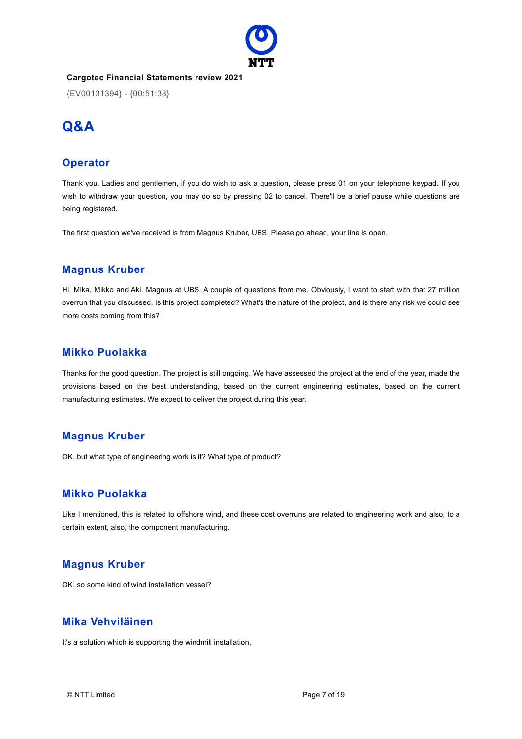## Q&A

### Operator

Thank you. Ladies and gentlemen, if you do wish to ask a question, please press 01 on your telephone keypad. If you wish to withdraw your question, you may do so by pressing 02 to cancel. There'll be a brief pause while questions are being registered.

The first question we've received is from Magnus Kruber, UBS. Please go ahead, your line is open.

### Magnus Kruber

Hi, Mika, Mikko and Aki. Magnus at UBS. A couple of questions from me. Obviously, I want to start with that 27 million overrun that you discussed. Is this project completed? What's the nature of the project, and is there any risk we could see more costs coming from this?

### Mikko Puolakka

Thanks for the good question. The project is still ongoing. We have assessed the project at the end of the year, made the provisions based on the best understanding, based on the current engineering estimates, based on the current manufacturing estimates. We expect to deliver the project during this year.

### Magnus Kruber

OK, but what type of engineering work is it? What type of product?

### Mikko Puolakka

Like I mentioned, this is related to offshore wind, and these cost overruns are related to engineering work and also, to a certain extent, also, the component manufacturing.

### Magnus Kruber

OK, so some kind of wind installation vessel?

### Mika Vehviläinen

It's a solution which is supporting the windmill installation.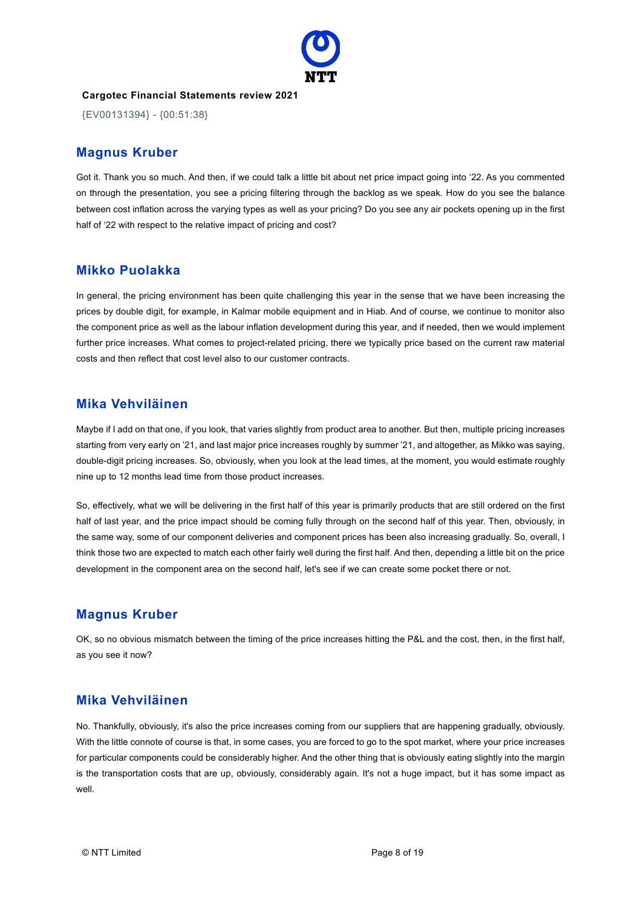## Magnus Kruber

Got it. Thank you so much. And then, if we could talk a little bit about net price impact going into '22. As you commented on through the presentation, you see a pricing filtering through the backlog as we speak. How do you see the balance between cost inflation across the varying types as well as your pricing? Do you see any air pockets opening up in the first half of '22 with respect to the relative impact of pricing and cost?

## Mikko Puolakka

In general, the pricing environment has been quite challenging this year in the sense that we have been increasing the prices by double digit, for example, in Kalmar mobile equipment and in Hiab. And of course, we continue to monitor also the component price as well as the labour inflation development during this year, and if needed, then we would implement further price increases. What comes to project-related pricing, there we typically price based on the current raw material costs and then reflect that cost level also to our customer contracts.

## Mika Vehviläinen

Maybe if I add on that one, if you look, that varies slightly from product area to another. But then, multiple pricing increases starting from very early on '21, and last major price increases roughly by summer '21, and altogether, as Mikko was saying, double-digit pricing increases. So, obviously, when you look at the lead times, at the moment, you would estimate roughly nine up to 12 months lead time from those product increases.

So, effectively, what we will be delivering in the first half of this year is primarily products that are still ordered on the first half of last year, and the price impact should be coming fully through on the second half of this year. Then, obviously, in the same way, some of our component deliveries and component prices has been also increasing gradually. So, overall, I think those two are expected to match each other fairly well during the first half. And then, depending a little bit on the price development in the component area on the second half, let's see if we can create some pocket there or not.

## Magnus Kruber

OK, so no obvious mismatch between the timing of the price increases hitting the P&L and the cost, then, in the first half, as you see it now?

## Mika Vehviläinen

No. Thankfully, obviously, it's also the price increases coming from our suppliers that are happening gradually, obviously. With the little connote of course is that, in some cases, you are forced to go to the spot market, where your price increases for particular components could be considerably higher. And the other thing that is obviously eating slightly into the margin is the transportation costs that are up, obviously, considerably again. It's not a huge impact, but it has some impact as well.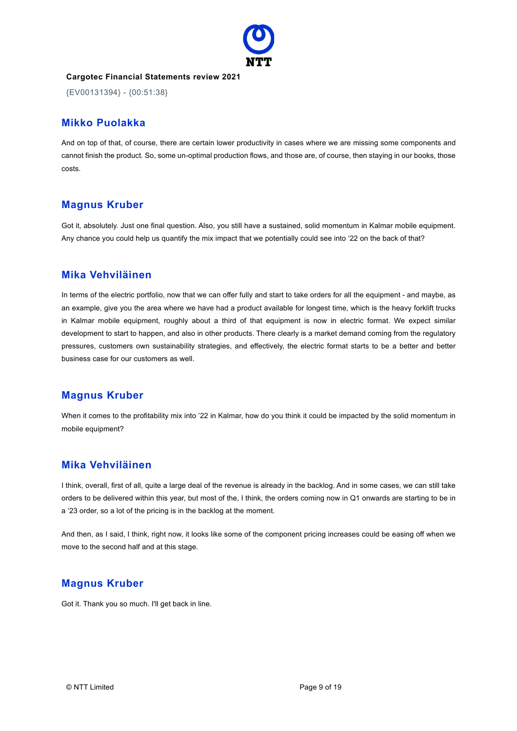### Mikko Puolakka

And on top of that, of course, there are certain lower productivity in cases where we are missing some components and cannot finish the product. So, some un-optimal production flows, and those are, of course, then staying in our books, those costs.

### Magnus Kruber

Got it, absolutely. Just one final question. Also, you still have a sustained, solid momentum in Kalmar mobile equipment. Any chance you could help us quantify the mix impact that we potentially could see into '22 on the back of that?

### Mika Vehviläinen

In terms of the electric portfolio, now that we can offer fully and start to take orders for all the equipment - and maybe, as an example, give you the area where we have had a product available for longest time, which is the heavy forklift trucks in Kalmar mobile equipment, roughly about a third of that equipment is now in electric format. We expect similar development to start to happen, and also in other products. There clearly is a market demand coming from the regulatory pressures, customers own sustainability strategies, and effectively, the electric format starts to be a better and better business case for our customers as well.

### Magnus Kruber

When it comes to the profitability mix into '22 in Kalmar, how do you think it could be impacted by the solid momentum in mobile equipment?

### Mika Vehviläinen

I think, overall, first of all, quite a large deal of the revenue is already in the backlog. And in some cases, we can still take orders to be delivered within this year, but most of the, I think, the orders coming now in Q1 onwards are starting to be in a '23 order, so a lot of the pricing is in the backlog at the moment.

And then, as I said, I think, right now, it looks like some of the component pricing increases could be easing off when we move to the second half and at this stage.

### Magnus Kruber

Got it. Thank you so much. I'll get back in line.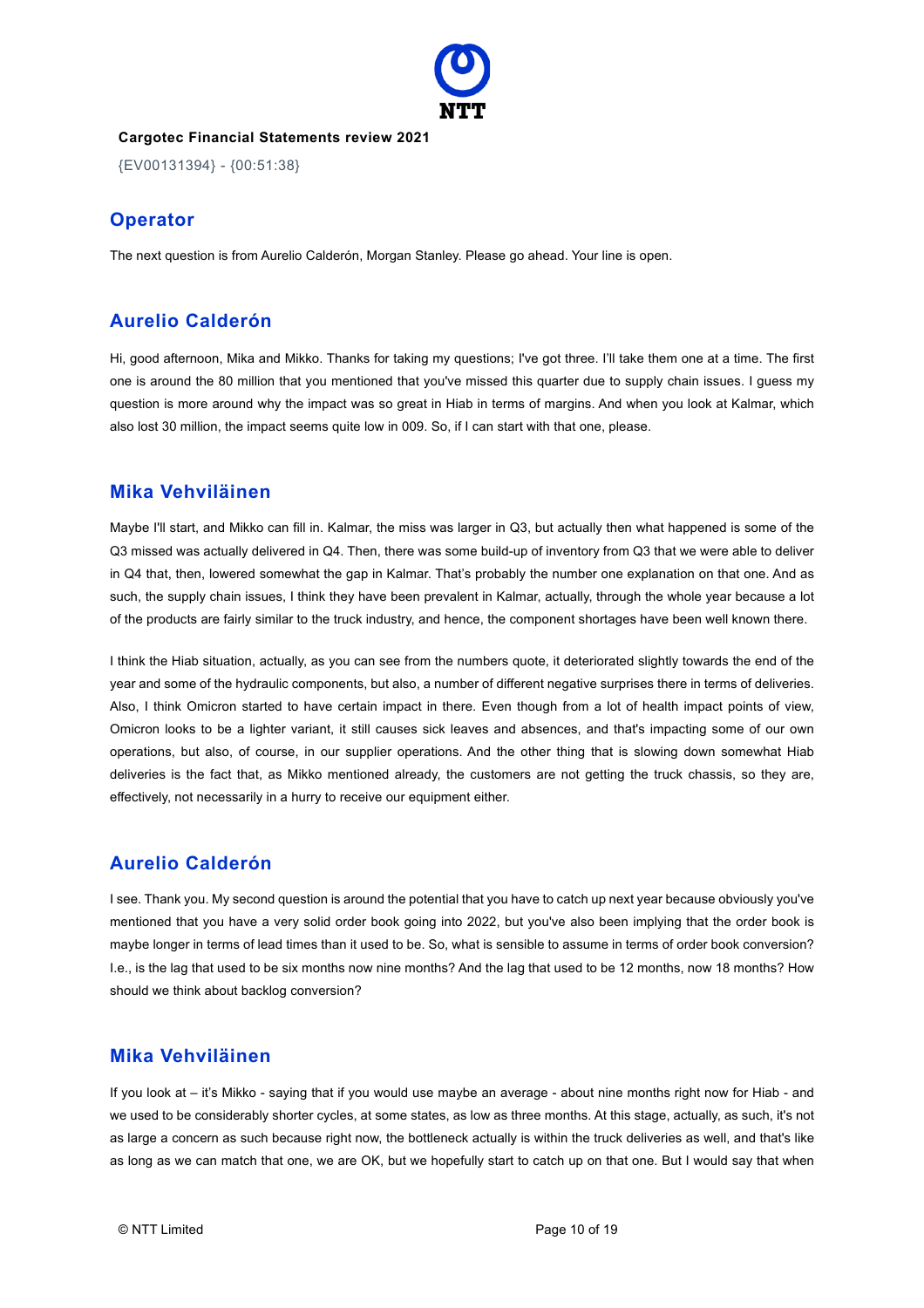**Cargotec Financial Statements review 2021**

{EV00131394} - {00:51:38}

## Operator

The next question is from Aurelio Calderón, Morgan Stanley. Please go ahead. Your line is open.

## Aurelio Calderón

Hi, good afternoon, Mika and Mikko. Thanks for taking my questions; I've got three. I'll take them one at a time. The first one is around the 80 million that you mentioned that you've missed this quarter due to supply chain issues. I guess my question is more around why the impact was so great in Hiab in terms of margins. And when you look at Kalmar, which also lost 30 million, the impact seems quite low in 009. So, if I can start with that one, please.

## Mika Vehviläinen

Maybe I'll start, and Mikko can fill in. Kalmar, the miss was larger in Q3, but actually then what happened is some of the Q3 missed was actually delivered in Q4. Then, there was some build-up of inventory from Q3 that we were able to deliver in Q4 that, then, lowered somewhat the gap in Kalmar. That's probably the number one explanation on that one. And as such, the supply chain issues, I think they have been prevalent in Kalmar, actually, through the whole year because a lot of the products are fairly similar to the truck industry, and hence, the component shortages have been well known there.

I think the Hiab situation, actually, as you can see from the numbers quote, it deteriorated slightly towards the end of the year and some of the hydraulic components, but also, a number of different negative surprises there in terms of deliveries. Also, I think Omicron started to have certain impact in there. Even though from a lot of health impact points of view, Omicron looks to be a lighter variant, it still causes sick leaves and absences, and that's impacting some of our own operations, but also, of course, in our supplier operations. And the other thing that is slowing down somewhat Hiab deliveries is the fact that, as Mikko mentioned already, the customers are not getting the truck chassis, so they are, effectively, not necessarily in a hurry to receive our equipment either.

## Aurelio Calderón

I see. Thank you. My second question is around the potential that you have to catch up next year because obviously you've mentioned that you have a very solid order book going into 2022, but you've also been implying that the order book is maybe longer in terms of lead times than it used to be. So, what is sensible to assume in terms of order book conversion? I.e., is the lag that used to be six months now nine months? And the lag that used to be 12 months, now 18 months? How should we think about backlog conversion?

## Mika Vehviläinen

If you look at – it's Mikko - saying that if you would use maybe an average - about nine months right now for Hiab - and we used to be considerably shorter cycles, at some states, as low as three months. At this stage, actually, as such, it's not as large a concern as such because right now, the bottleneck actually is within the truck deliveries as well, and that's like as long as we can match that one, we are OK, but we hopefully start to catch up on that one. But I would say that when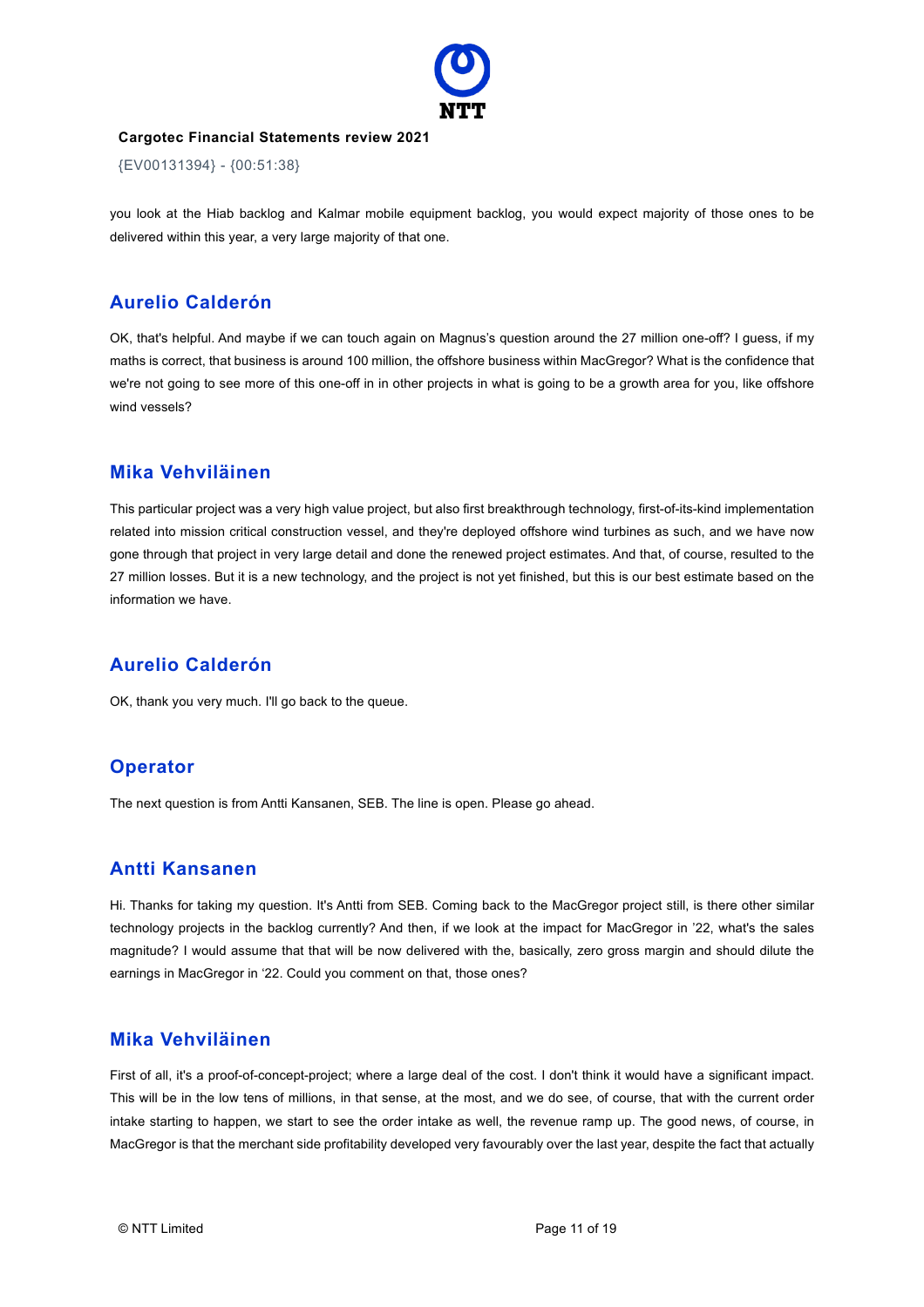you look at the Hiab backlog and Kalmar mobile equipment backlog, you would expect majority of those ones to be delivered within this year, a very large majority of that one.

## Aurelio Calderón

OK, that's helpful. And maybe if we can touch again on Magnus's question around the 27 million one-off? I guess, if my maths is correct, that business is around 100 million, the offshore business within MacGregor? What is the confidence that we're not going to see more of this one-off in in other projects in what is going to be a growth area for you, like offshore wind vessels?

## Mika Vehviläinen

This particular project was a very high value project, but also first breakthrough technology, first-of-its-kind implementation related into mission critical construction vessel, and they're deployed offshore wind turbines as such, and we have now gone through that project in very large detail and done the renewed project estimates. And that, of course, resulted to the 27 million losses. But it is a new technology, and the project is not yet finished, but this is our best estimate based on the information we have.

## Aurelio Calderón

OK, thank you very much. I'll go back to the queue.

## Operator

The next question is from Antti Kansanen, SEB. The line is open. Please go ahead.

## Antti Kansanen

Hi. Thanks for taking my question. It's Antti from SEB. Coming back to the MacGregor project still, is there other similar technology projects in the backlog currently? And then, if we look at the impact for MacGregor in '22, what's the sales magnitude? I would assume that that will be now delivered with the, basically, zero gross margin and should dilute the earnings in MacGregor in '22. Could you comment on that, those ones?

## Mika Vehviläinen

First of all, it's a proof-of-concept-project; where a large deal of the cost. I don't think it would have a significant impact. This will be in the low tens of millions, in that sense, at the most, and we do see, of course, that with the current order intake starting to happen, we start to see the order intake as well, the revenue ramp up. The good news, of course, in MacGregor is that the merchant side profitability developed very favourably over the last year, despite the fact that actually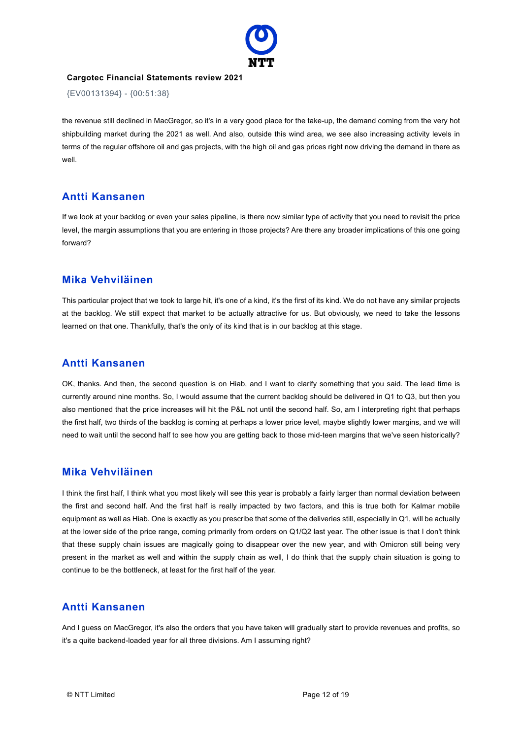the revenue still declined in MacGregor, so it's in a very good place for the take-up, the demand coming from the very hot shipbuilding market during the 2021 as well. And also, outside this wind area, we see also increasing activity levels in terms of the regular offshore oil and gas projects, with the high oil and gas prices right now driving the demand in there as well.

## Antti Kansanen

If we look at your backlog or even your sales pipeline, is there now similar type of activity that you need to revisit the price level, the margin assumptions that you are entering in those projects? Are there any broader implications of this one going forward?

## Mika Vehviläinen

This particular project that we took to large hit, it's one of a kind, it's the first of its kind. We do not have any similar projects at the backlog. We still expect that market to be actually attractive for us. But obviously, we need to take the lessons learned on that one. Thankfully, that's the only of its kind that is in our backlog at this stage.

## Antti Kansanen

OK, thanks. And then, the second question is on Hiab, and I want to clarify something that you said. The lead time is currently around nine months. So, I would assume that the current backlog should be delivered in Q1 to Q3, but then you also mentioned that the price increases will hit the P&L not until the second half. So, am I interpreting right that perhaps the first half, two thirds of the backlog is coming at perhaps a lower price level, maybe slightly lower margins, and we will need to wait until the second half to see how you are getting back to those mid-teen margins that we've seen historically?

## Mika Vehviläinen

I think the first half, I think what you most likely will see this year is probably a fairly larger than normal deviation between the first and second half. And the first half is really impacted by two factors, and this is true both for Kalmar mobile equipment as well as Hiab. One is exactly as you prescribe that some of the deliveries still, especially in Q1, will be actually at the lower side of the price range, coming primarily from orders on Q1/Q2 last year. The other issue is that I don't think that these supply chain issues are magically going to disappear over the new year, and with Omicron still being very present in the market as well and within the supply chain as well, I do think that the supply chain situation is going to continue to be the bottleneck, at least for the first half of the year.

## Antti Kansanen

And I guess on MacGregor, it's also the orders that you have taken will gradually start to provide revenues and profits, so it's a quite backend-loaded year for all three divisions. Am I assuming right?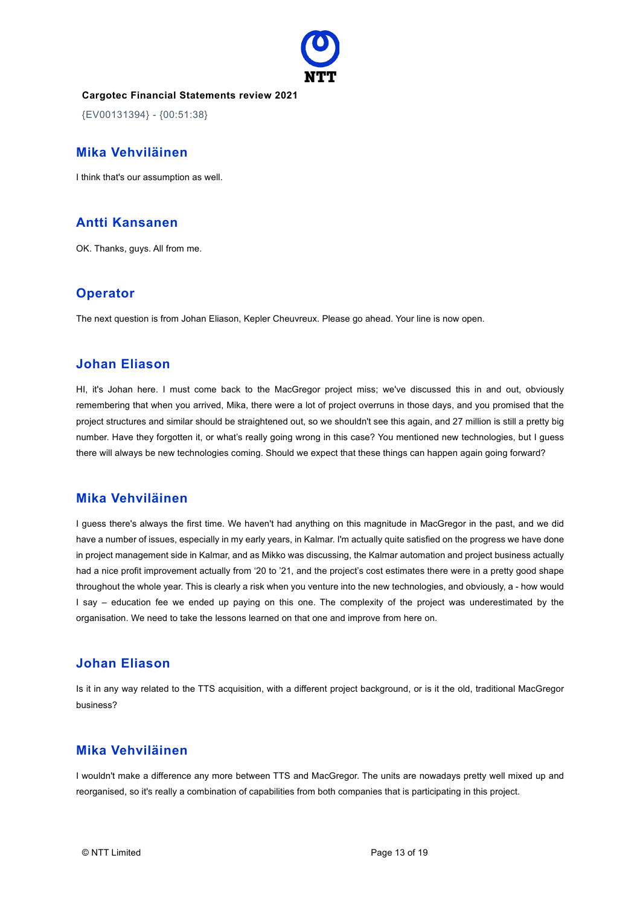## Mika Vehviläinen

I think that's our assumption as well.

## Antti Kansanen

OK. Thanks, guys. All from me.

## Operator

The next question is from Johan Eliason, Kepler Cheuvreux. Please go ahead. Your line is now open.

## Johan Eliason

HI, it's Johan here. I must come back to the MacGregor project miss; we've discussed this in and out, obviously remembering that when you arrived, Mika, there were a lot of project overruns in those days, and you promised that the project structures and similar should be straightened out, so we shouldn't see this again, and 27 million is still a pretty big number. Have they forgotten it, or what's really going wrong in this case? You mentioned new technologies, but I guess there will always be new technologies coming. Should we expect that these things can happen again going forward?

## Mika Vehviläinen

I guess there's always the first time. We haven't had anything on this magnitude in MacGregor in the past, and we did have a number of issues, especially in my early years, in Kalmar. I'm actually quite satisfied on the progress we have done in project management side in Kalmar, and as Mikko was discussing, the Kalmar automation and project business actually had a nice profit improvement actually from '20 to '21, and the project's cost estimates there were in a pretty good shape throughout the whole year. This is clearly a risk when you venture into the new technologies, and obviously, a - how would I say – education fee we ended up paying on this one. The complexity of the project was underestimated by the organisation. We need to take the lessons learned on that one and improve from here on.

## Johan Eliason

Is it in any way related to the TTS acquisition, with a different project background, or is it the old, traditional MacGregor business?

## Mika Vehviläinen

I wouldn't make a difference any more between TTS and MacGregor. The units are nowadays pretty well mixed up and reorganised, so it's really a combination of capabilities from both companies that is participating in this project.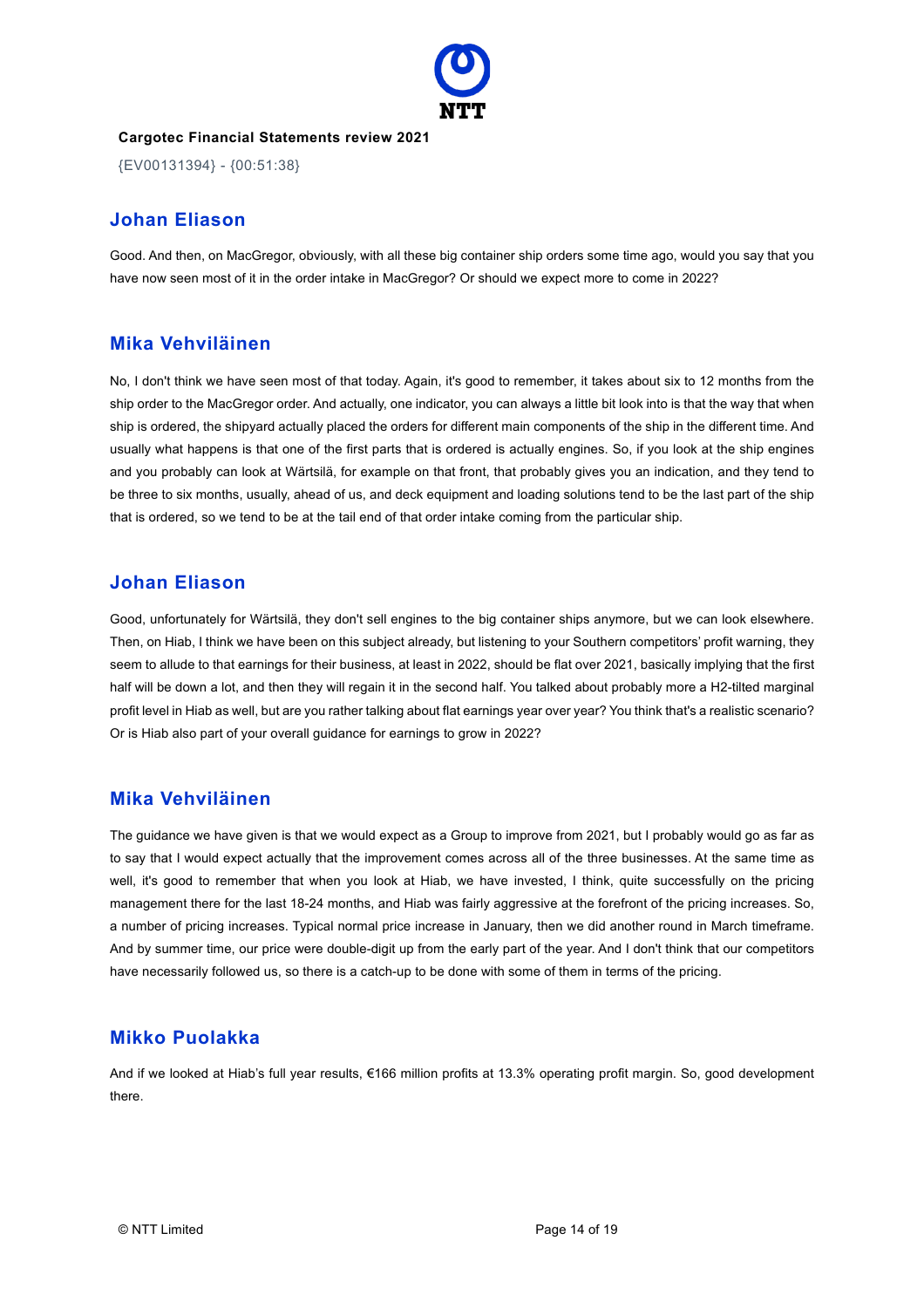## Johan Eliason

Good. And then, on MacGregor, obviously, with all these big container ship orders some time ago, would you say that you have now seen most of it in the order intake in MacGregor? Or should we expect more to come in 2022?

## Mika Vehviläinen

No, I don't think we have seen most of that today. Again, it's good to remember, it takes about six to 12 months from the ship order to the MacGregor order. And actually, one indicator, you can always a little bit look into is that the way that when ship is ordered, the shipyard actually placed the orders for different main components of the ship in the different time. And usually what happens is that one of the first parts that is ordered is actually engines. So, if you look at the ship engines and you probably can look at Wärtsilä, for example on that front, that probably gives you an indication, and they tend to be three to six months, usually, ahead of us, and deck equipment and loading solutions tend to be the last part of the ship that is ordered, so we tend to be at the tail end of that order intake coming from the particular ship.

## Johan Eliason

Good, unfortunately for Wärtsilä, they don't sell engines to the big container ships anymore, but we can look elsewhere. Then, on Hiab, I think we have been on this subject already, but listening to your Southern competitors' profit warning, they seem to allude to that earnings for their business, at least in 2022, should be flat over 2021, basically implying that the first half will be down a lot, and then they will regain it in the second half. You talked about probably more a H2-tilted marginal profit level in Hiab as well, but are you rather talking about flat earnings year over year? You think that's a realistic scenario? Or is Hiab also part of your overall guidance for earnings to grow in 2022?

## Mika Vehviläinen

The guidance we have given is that we would expect as a Group to improve from 2021, but I probably would go as far as to say that I would expect actually that the improvement comes across all of the three businesses. At the same time as well, it's good to remember that when you look at Hiab, we have invested, I think, quite successfully on the pricing management there for the last 18-24 months, and Hiab was fairly aggressive at the forefront of the pricing increases. So, a number of pricing increases. Typical normal price increase in January, then we did another round in March timeframe. And by summer time, our price were double-digit up from the early part of the year. And I don't think that our competitors have necessarily followed us, so there is a catch-up to be done with some of them in terms of the pricing.

## Mikko Puolakka

And if we looked at Hiab's full year results, €166 million profits at 13.3% operating profit margin. So, good development there.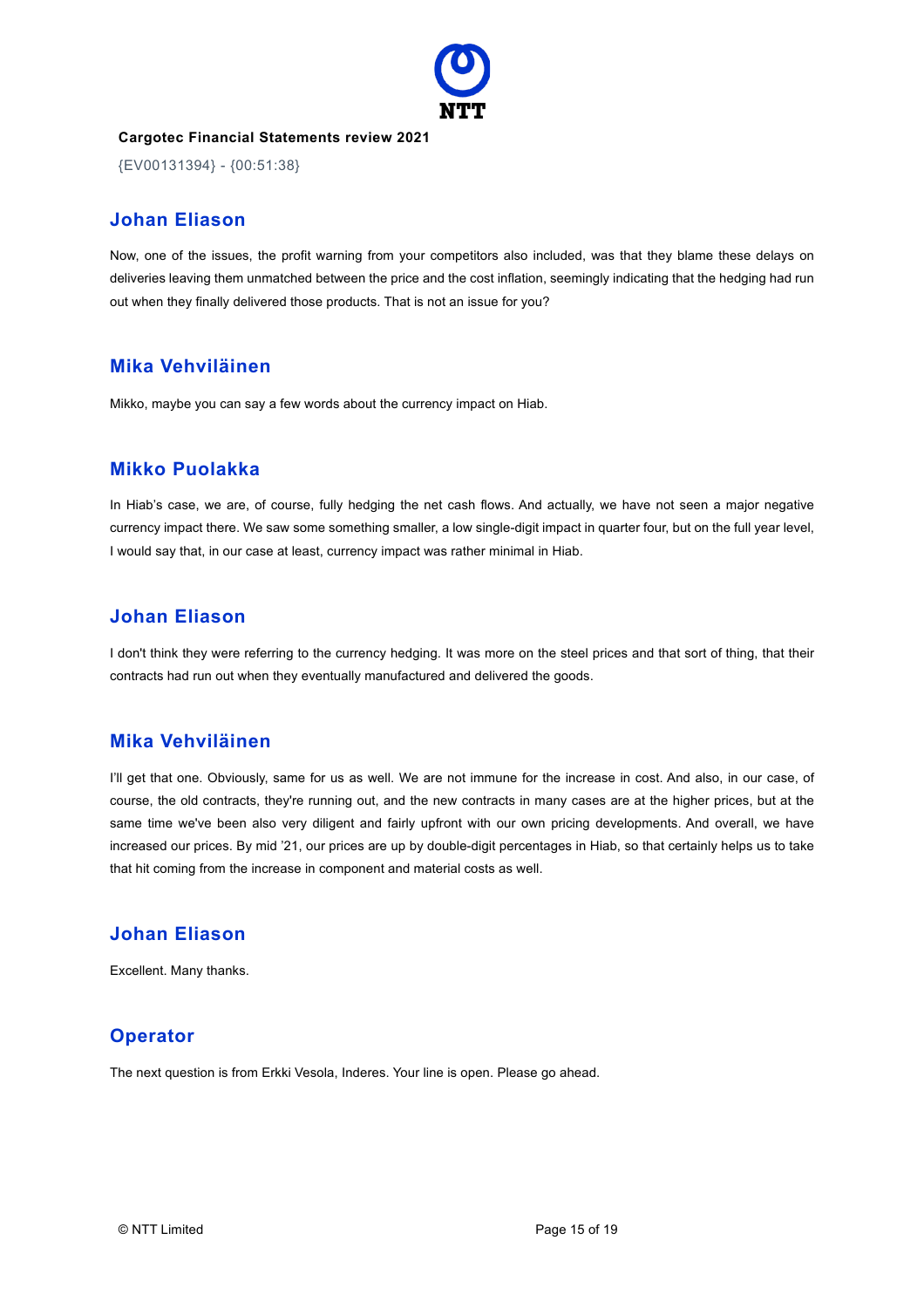## Johan Eliason

Now, one of the issues, the profit warning from your competitors also included, was that they blame these delays on deliveries leaving them unmatched between the price and the cost inflation, seemingly indicating that the hedging had run out when they finally delivered those products. That is not an issue for you?

## Mika Vehviläinen

Mikko, maybe you can say a few words about the currency impact on Hiab.

## Mikko Puolakka

In Hiab's case, we are, of course, fully hedging the net cash flows. And actually, we have not seen a major negative currency impact there. We saw some something smaller, a low single-digit impact in quarter four, but on the full year level, I would say that, in our case at least, currency impact was rather minimal in Hiab.

## Johan Eliason

I don't think they were referring to the currency hedging. It was more on the steel prices and that sort of thing, that their contracts had run out when they eventually manufactured and delivered the goods.

## Mika Vehviläinen

I'll get that one. Obviously, same for us as well. We are not immune for the increase in cost. And also, in our case, of course, the old contracts, they're running out, and the new contracts in many cases are at the higher prices, but at the same time we've been also very diligent and fairly upfront with our own pricing developments. And overall, we have increased our prices. By mid '21, our prices are up by double-digit percentages in Hiab, so that certainly helps us to take that hit coming from the increase in component and material costs as well.

## Johan Eliason

Excellent. Many thanks.

## Operator

The next question is from Erkki Vesola, Inderes. Your line is open. Please go ahead.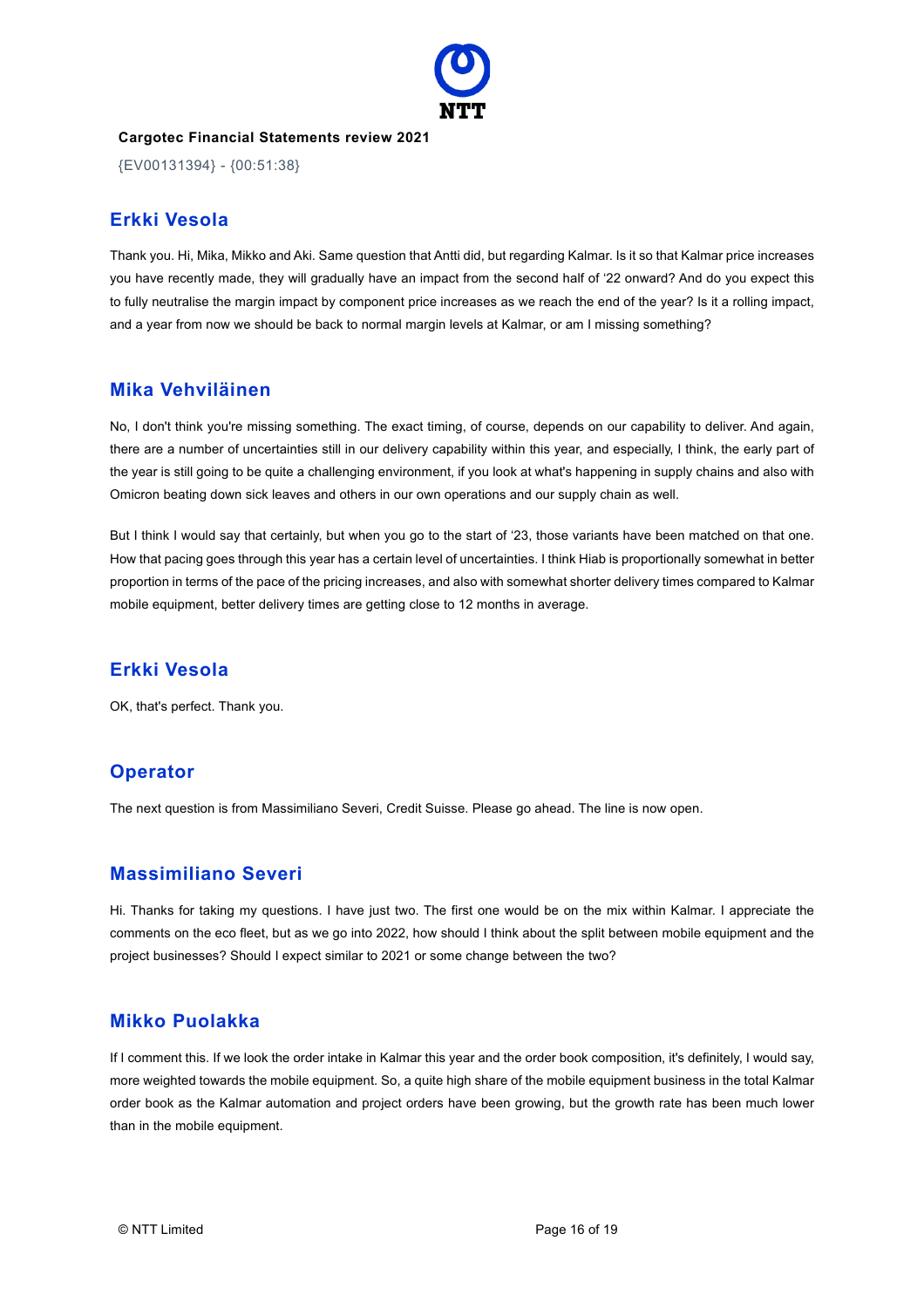**Cargotec Financial Statements review 2021**

{EV00131394} - {00:51:38}

## Erkki Vesola

Thank you. Hi, Mika, Mikko and Aki. Same question that Antti did, but regarding Kalmar. Is it so that Kalmar price increases you have recently made, they will gradually have an impact from the second half of '22 onward? And do you expect this to fully neutralise the margin impact by component price increases as we reach the end of the year? Is it a rolling impact, and a year from now we should be back to normal margin levels at Kalmar, or am I missing something?

## Mika Vehviläinen

No, I don't think you're missing something. The exact timing, of course, depends on our capability to deliver. And again, there are a number of uncertainties still in our delivery capability within this year, and especially, I think, the early part of the year is still going to be quite a challenging environment, if you look at what's happening in supply chains and also with Omicron beating down sick leaves and others in our own operations and our supply chain as well.

But I think I would say that certainly, but when you go to the start of '23, those variants have been matched on that one. How that pacing goes through this year has a certain level of uncertainties. I think Hiab is proportionally somewhat in better proportion in terms of the pace of the pricing increases, and also with somewhat shorter delivery times compared to Kalmar mobile equipment, better delivery times are getting close to 12 months in average.

## Erkki Vesola

OK, that's perfect. Thank you.

## Operator

The next question is from Massimiliano Severi, Credit Suisse. Please go ahead. The line is now open.

## Massimiliano Severi

Hi. Thanks for taking my questions. I have just two. The first one would be on the mix within Kalmar. I appreciate the comments on the eco fleet, but as we go into 2022, how should I think about the split between mobile equipment and the project businesses? Should I expect similar to 2021 or some change between the two?

## Mikko Puolakka

If I comment this. If we look the order intake in Kalmar this year and the order book composition, it's definitely, I would say, more weighted towards the mobile equipment. So, a quite high share of the mobile equipment business in the total Kalmar order book as the Kalmar automation and project orders have been growing, but the growth rate has been much lower than in the mobile equipment.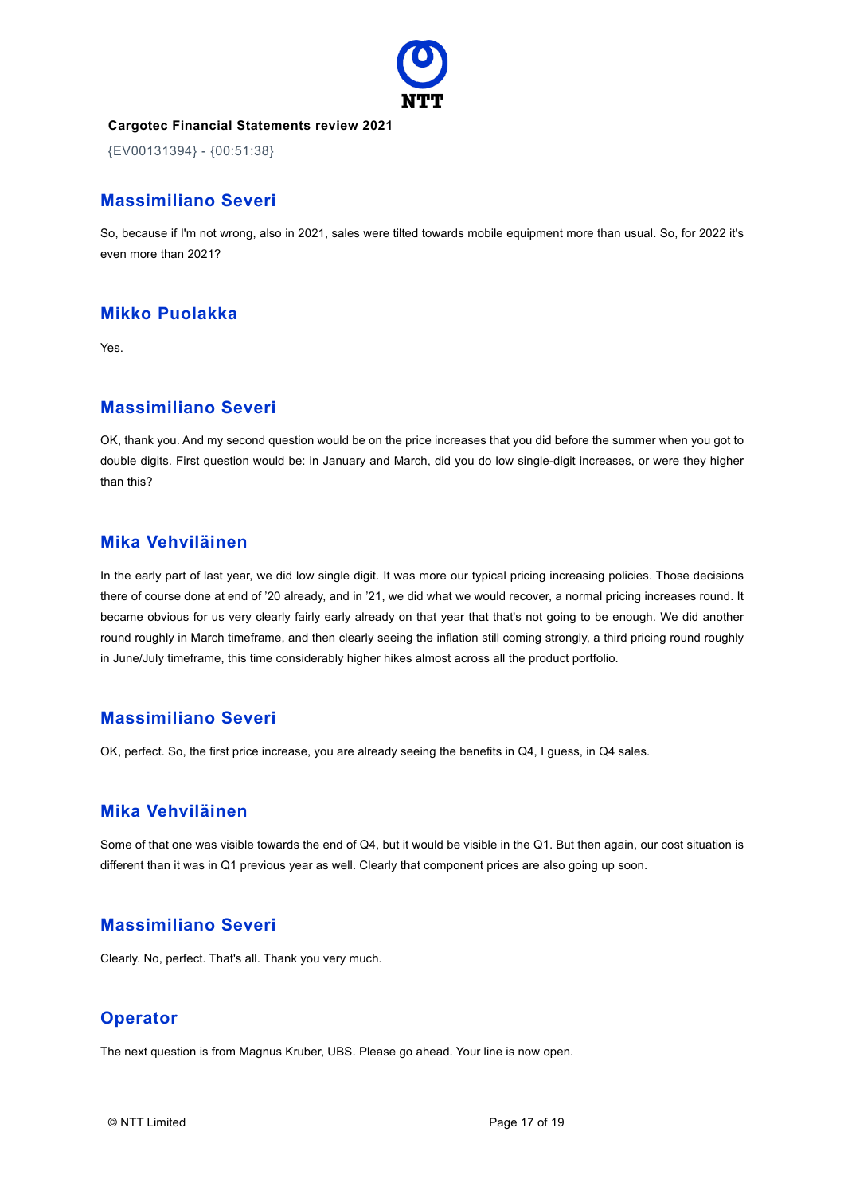**Cargotec Financial Statements review 2021**

{EV00131394} - {00:51:38}

## Massimiliano Severi

So, because if I'm not wrong, also in 2021, sales were tilted towards mobile equipment more than usual. So, for 2022 it's even more than 2021?

## Mikko Puolakka

Yes.

## Massimiliano Severi

OK, thank you. And my second question would be on the price increases that you did before the summer when you got to double digits. First question would be: in January and March, did you do low single-digit increases, or were they higher than this?

## Mika Vehviläinen

In the early part of last year, we did low single digit. It was more our typical pricing increasing policies. Those decisions there of course done at end of '20 already, and in '21, we did what we would recover, a normal pricing increases round. It became obvious for us very clearly fairly early already on that year that that's not going to be enough. We did another round roughly in March timeframe, and then clearly seeing the inflation still coming strongly, a third pricing round roughly in June/July timeframe, this time considerably higher hikes almost across all the product portfolio.

## Massimiliano Severi

OK, perfect. So, the first price increase, you are already seeing the benefits in Q4, I guess, in Q4 sales.

## Mika Vehviläinen

Some of that one was visible towards the end of Q4, but it would be visible in the Q1. But then again, our cost situation is different than it was in Q1 previous year as well. Clearly that component prices are also going up soon.

## Massimiliano Severi

Clearly. No, perfect. That's all. Thank you very much.

## Operator

The next question is from Magnus Kruber, UBS. Please go ahead. Your line is now open.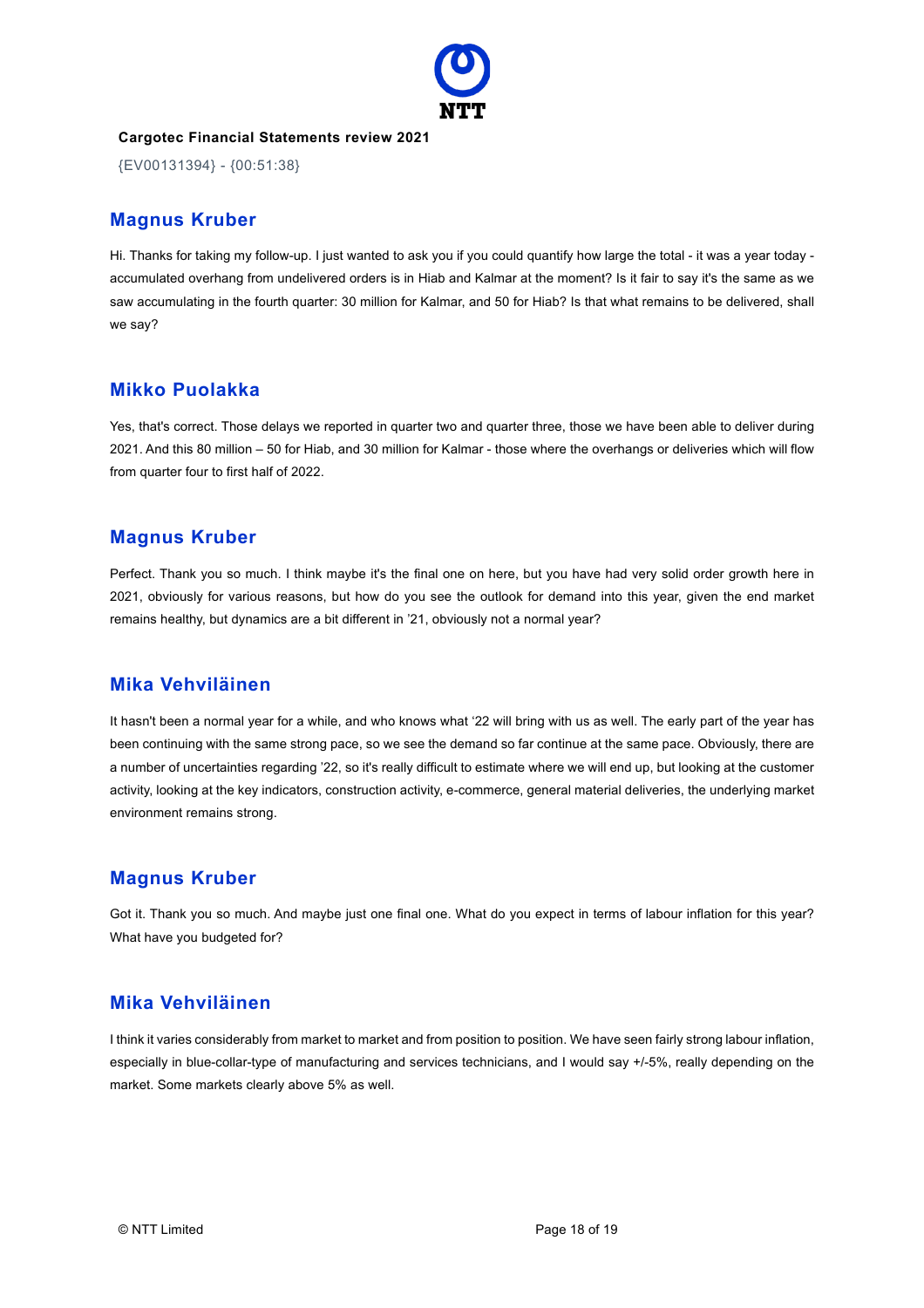## Magnus Kruber

Hi. Thanks for taking my follow-up. I just wanted to ask you if you could quantify how large the total - it was a year today - accumulated overhang from undelivered orders is in Hiab and Kalmar at the moment? Is it fair to say it's the same as we saw accumulating in the fourth quarter: 30 million for Kalmar, and 50 for Hiab? Is that what remains to be delivered, shall we say?

## Mikko Puolakka

Yes, that's correct. Those delays we reported in quarter two and quarter three, those we have been able to deliver during 2021. And this 80 million – 50 for Hiab, and 30 million for Kalmar - those where the overhangs or deliveries which will flow from quarter four to first half of 2022.

## Magnus Kruber

Perfect. Thank you so much. I think maybe it's the final one on here, but you have had very solid order growth here in 2021, obviously for various reasons, but how do you see the outlook for demand into this year, given the end market remains healthy, but dynamics are a bit different in '21, obviously not a normal year?

## Mika Vehviläinen

It hasn't been a normal year for a while, and who knows what '22 will bring with us as well. The early part of the year has been continuing with the same strong pace, so we see the demand so far continue at the same pace. Obviously, there are a number of uncertainties regarding '22, so it's really difficult to estimate where we will end up, but looking at the customer activity, looking at the key indicators, construction activity, e-commerce, general material deliveries, the underlying market environment remains strong.

## Magnus Kruber

Got it. Thank you so much. And maybe just one final one. What do you expect in terms of labour inflation for this year? What have you budgeted for?

## Mika Vehviläinen

I think it varies considerably from market to market and from position to position. We have seen fairly strong labour inflation, especially in blue-collar-type of manufacturing and services technicians, and I would say +/-5%, really depending on the market. Some markets clearly above 5% as well.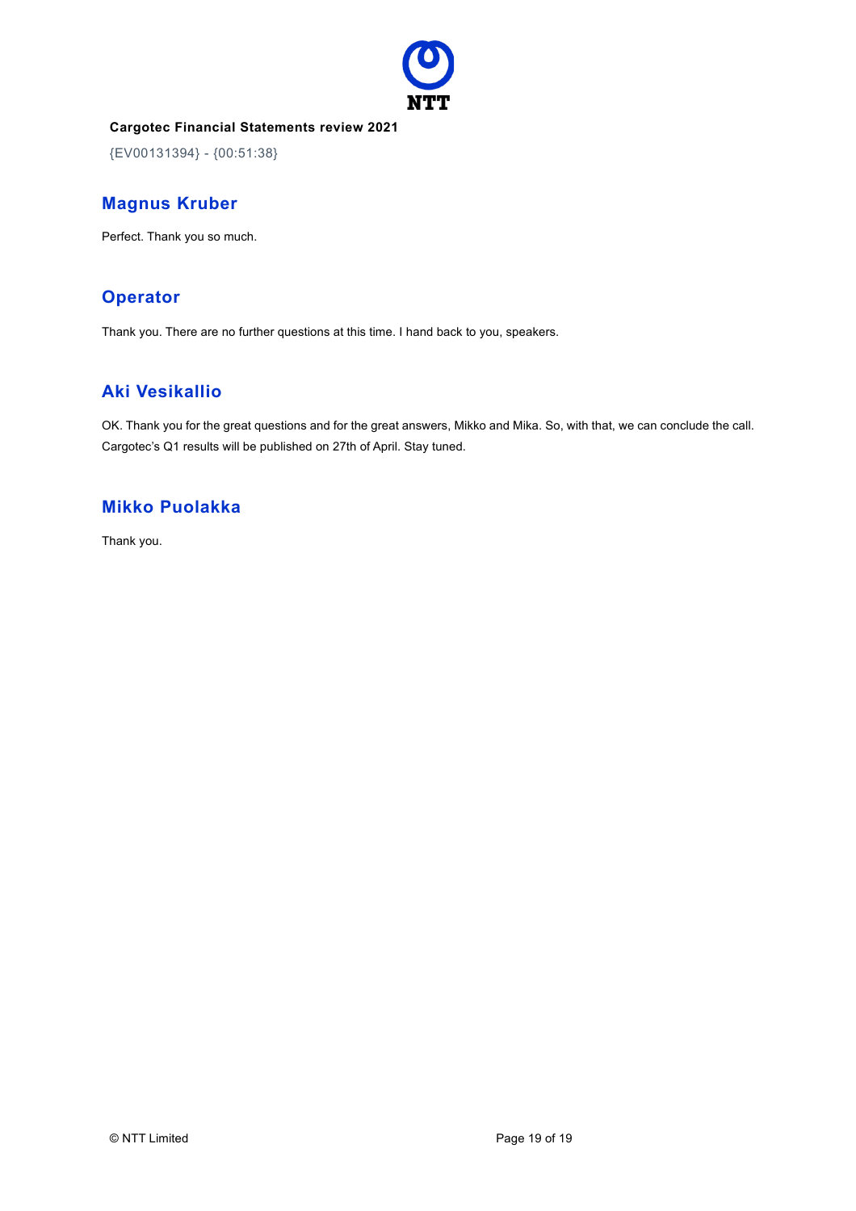**Cargotec Financial Statements review 2021**

{EV00131394} - {00:51:38}

## Magnus Kruber

Perfect. Thank you so much.

## Operator

Thank you. There are no further questions at this time. I hand back to you, speakers.

## Aki Vesikallio

OK. Thank you for the great questions and for the great answers, Mikko and Mika. So, with that, we can conclude the call. Cargotec's Q1 results will be published on 27th of April. Stay tuned.

## Mikko Puolakka

Thank you.